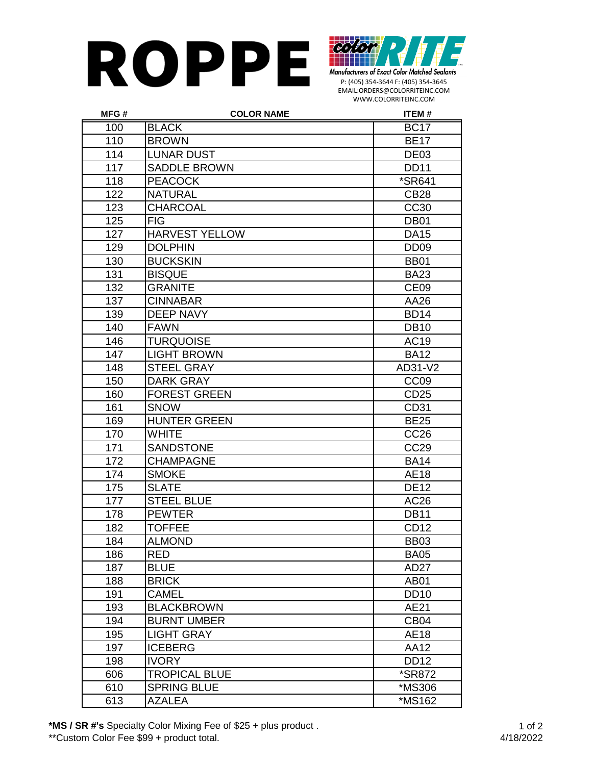# ROPPE

**colorRITE**

*Manufacturers of Exact Color Matched Sealants*

P: (405) 354-3644 F: (405) 354-3645
EMAIL:ORDERS@COLORRITEINC.COM
WWW.COLORRITEINC.COM

| MFG # | COLOR NAME | ITEM # |
|---|---|---|
| 100 | BLACK | BC17 |
| 110 | BROWN | BE17 |
| 114 | LUNAR DUST | DE03 |
| 117 | SADDLE BROWN | DD11 |
| 118 | PEACOCK | *SR641 |
| 122 | NATURAL | CB28 |
| 123 | CHARCOAL | CC30 |
| 125 | FIG | DB01 |
| 127 | HARVEST YELLOW | DA15 |
| 129 | DOLPHIN | DD09 |
| 130 | BUCKSKIN | BB01 |
| 131 | BISQUE | BA23 |
| 132 | GRANITE | CE09 |
| 137 | CINNABAR | AA26 |
| 139 | DEEP NAVY | BD14 |
| 140 | FAWN | DB10 |
| 146 | TURQUOISE | AC19 |
| 147 | LIGHT BROWN | BA12 |
| 148 | STEEL GRAY | AD31-V2 |
| 150 | DARK GRAY | CC09 |
| 160 | FOREST GREEN | CD25 |
| 161 | SNOW | CD31 |
| 169 | HUNTER GREEN | BE25 |
| 170 | WHITE | CC26 |
| 171 | SANDSTONE | CC29 |
| 172 | CHAMPAGNE | BA14 |
| 174 | SMOKE | AE18 |
| 175 | SLATE | DE12 |
| 177 | STEEL BLUE | AC26 |
| 178 | PEWTER | DB11 |
| 182 | TOFFEE | CD12 |
| 184 | ALMOND | BB03 |
| 186 | RED | BA05 |
| 187 | BLUE | AD27 |
| 188 | BRICK | AB01 |
| 191 | CAMEL | DD10 |
| 193 | BLACKBROWN | AE21 |
| 194 | BURNT UMBER | CB04 |
| 195 | LIGHT GRAY | AE18 |
| 197 | ICEBERG | AA12 |
| 198 | IVORY | DD12 |
| 606 | TROPICAL BLUE | *SR872 |
| 610 | SPRING BLUE | *MS306 |
| 613 | AZALEA | *MS162 |

***MS / SR #'s** Specialty Color Mixing Fee of $25 + plus product .
**Custom Color Fee $99 + product total.

4/18/2022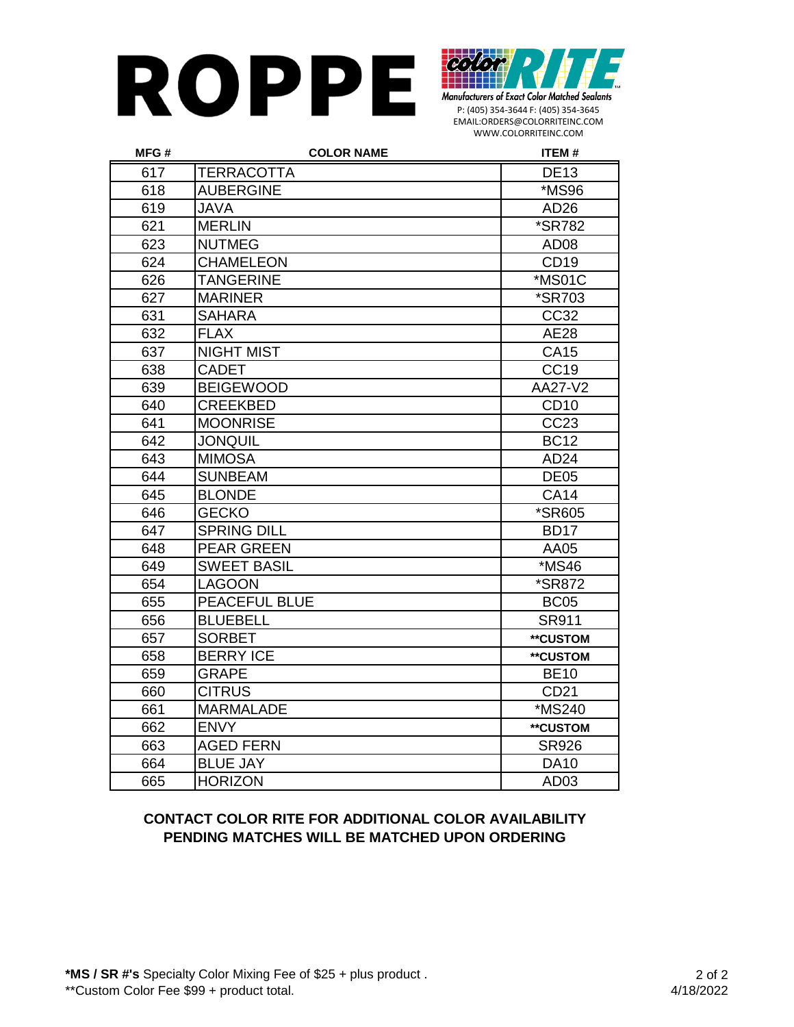# ROPPE

**color RITE**
*Manufacturers of Exact Color Matched Sealants*
P: (405) 354-3644 F: (405) 354-3645
EMAIL:ORDERS@COLORRITEINC.COM
WWW.COLORRITEINC.COM

| MFG # | COLOR NAME | ITEM # |
|---|---|---|
| 617 | TERRACOTTA | DE13 |
| 618 | AUBERGINE | *MS96 |
| 619 | JAVA | AD26 |
| 621 | MERLIN | *SR782 |
| 623 | NUTMEG | AD08 |
| 624 | CHAMELEON | CD19 |
| 626 | TANGERINE | *MS01C |
| 627 | MARINER | *SR703 |
| 631 | SAHARA | CC32 |
| 632 | FLAX | AE28 |
| 637 | NIGHT MIST | CA15 |
| 638 | CADET | CC19 |
| 639 | BEIGEWOOD | AA27-V2 |
| 640 | CREEKBED | CD10 |
| 641 | MOONRISE | CC23 |
| 642 | JONQUIL | BC12 |
| 643 | MIMOSA | AD24 |
| 644 | SUNBEAM | DE05 |
| 645 | BLONDE | CA14 |
| 646 | GECKO | *SR605 |
| 647 | SPRING DILL | BD17 |
| 648 | PEAR GREEN | AA05 |
| 649 | SWEET BASIL | *MS46 |
| 654 | LAGOON | *SR872 |
| 655 | PEACEFUL BLUE | BC05 |
| 656 | BLUEBELL | SR911 |
| 657 | SORBET | **CUSTOM** |
| 658 | BERRY ICE | **CUSTOM** |
| 659 | GRAPE | BE10 |
| 660 | CITRUS | CD21 |
| 661 | MARMALADE | *MS240 |
| 662 | ENVY | **CUSTOM** |
| 663 | AGED FERN | SR926 |
| 664 | BLUE JAY | DA10 |
| 665 | HORIZON | AD03 |

**CONTACT COLOR RITE FOR ADDITIONAL COLOR AVAILABILITY**
**PENDING MATCHES WILL BE MATCHED UPON ORDERING**

**\*MS / SR #'s** Specialty Color Mixing Fee of $25 + plus product .
**Custom Color Fee $99 + product total.

4/18/2022